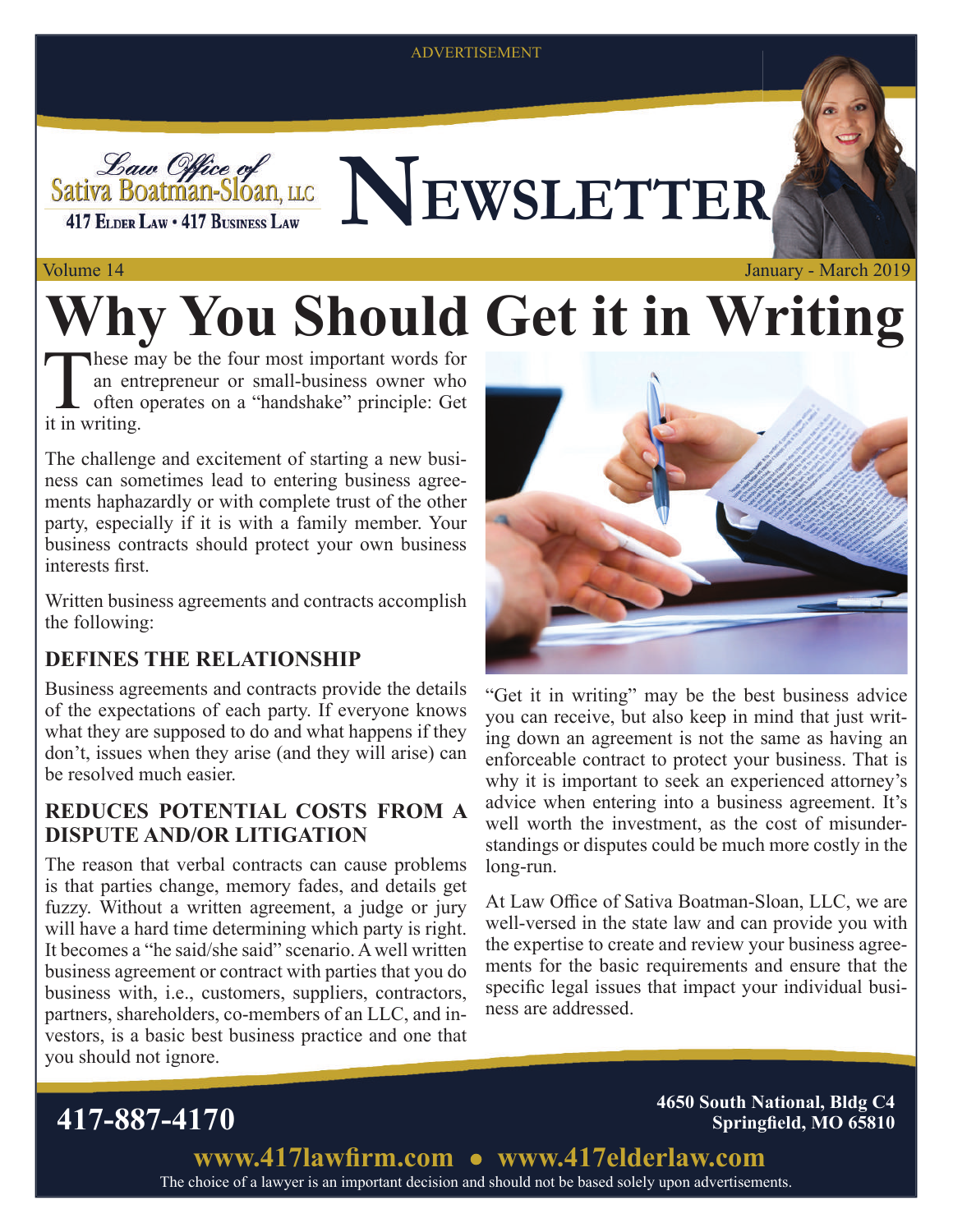ADVERTISEMENT

Law Office of
Sativa Boatman-Sloan, LLC
417 Elder Law • 417 Business Law

# Newsletter

Volume 14 | January - March 2019

# Why You Should Get it in Writing

These may be the four most important words for an entrepreneur or small-business owner who often operates on a "handshake" principle: Get it in writing.

The challenge and excitement of starting a new business can sometimes lead to entering business agreements haphazardly or with complete trust of the other party, especially if it is with a family member. Your business contracts should protect your own business interests first.

Written business agreements and contracts accomplish the following:

### DEFINES THE RELATIONSHIP

Business agreements and contracts provide the details of the expectations of each party. If everyone knows what they are supposed to do and what happens if they don't, issues when they arise (and they will arise) can be resolved much easier.

### REDUCES POTENTIAL COSTS FROM A DISPUTE AND/OR LITIGATION

The reason that verbal contracts can cause problems is that parties change, memory fades, and details get fuzzy. Without a written agreement, a judge or jury will have a hard time determining which party is right. It becomes a "he said/she said" scenario. A well written business agreement or contract with parties that you do business with, i.e., customers, suppliers, contractors, partners, shareholders, co-members of an LLC, and investors, is a basic best business practice and one that you should not ignore.

"Get it in writing" may be the best business advice you can receive, but also keep in mind that just writing down an agreement is not the same as having an enforceable contract to protect your business. That is why it is important to seek an experienced attorney's advice when entering into a business agreement. It's well worth the investment, as the cost of misunderstandings or disputes could be much more costly in the long-run.

At Law Office of Sativa Boatman-Sloan, LLC, we are well-versed in the state law and can provide you with the expertise to create and review your business agreements for the basic requirements and ensure that the specific legal issues that impact your individual business are addressed.

**417-887-4170**

**4650 South National, Bldg C4**
**Springfield, MO 65810**

**www.417lawfirm.com • www.417elderlaw.com**

The choice of a lawyer is an important decision and should not be based solely upon advertisements.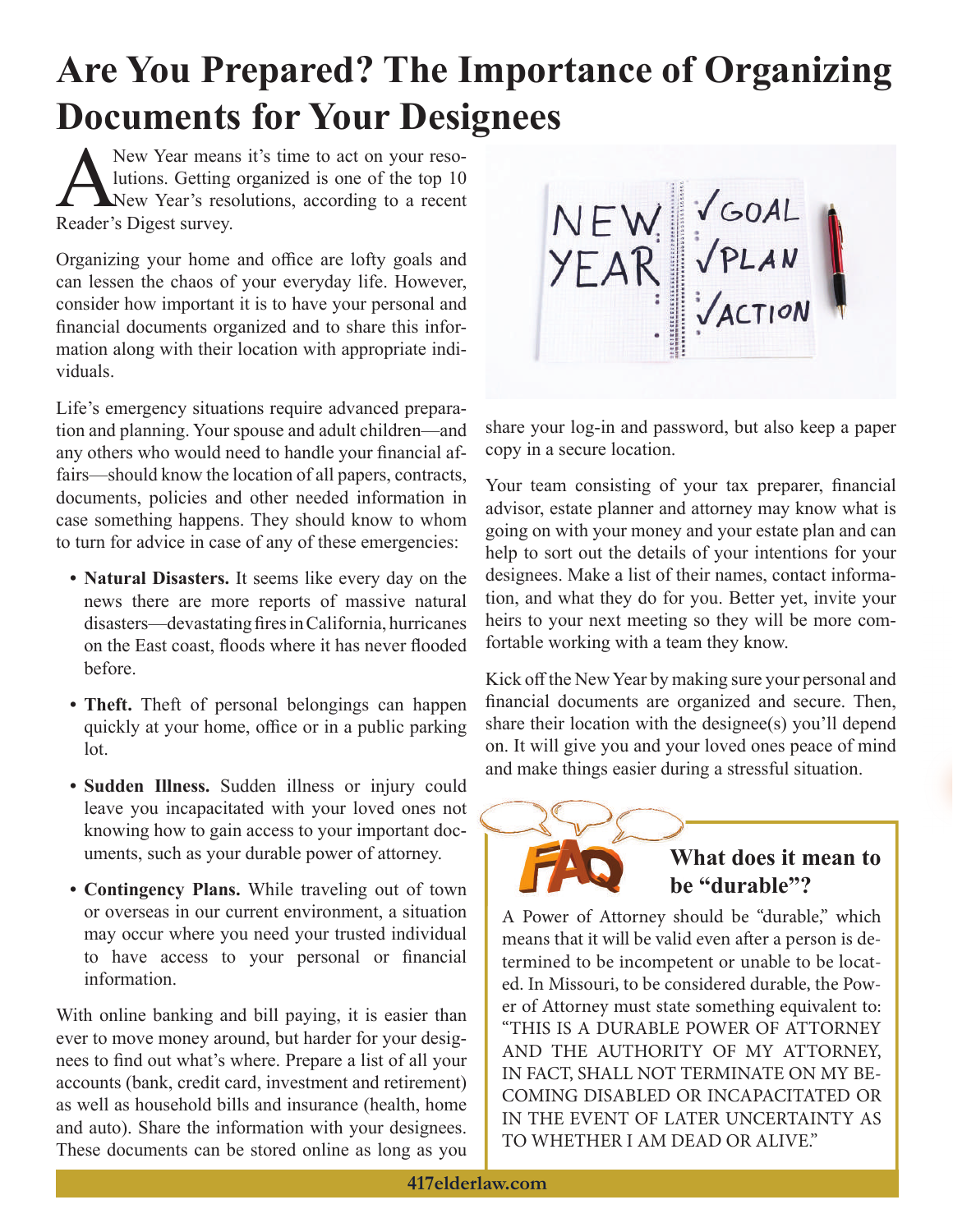# Are You Prepared? The Importance of Organizing Documents for Your Designees

A New Year means it's time to act on your resolutions. Getting organized is one of the top 10 New Year's resolutions, according to a recent Reader's Digest survey.

Organizing your home and office are lofty goals and can lessen the chaos of your everyday life. However, consider how important it is to have your personal and financial documents organized and to share this information along with their location with appropriate individuals.

Life's emergency situations require advanced preparation and planning. Your spouse and adult children—and any others who would need to handle your financial affairs—should know the location of all papers, contracts, documents, policies and other needed information in case something happens. They should know to whom to turn for advice in case of any of these emergencies:

- **Natural Disasters.** It seems like every day on the news there are more reports of massive natural disasters—devastating fires in California, hurricanes on the East coast, floods where it has never flooded before.
- **Theft.** Theft of personal belongings can happen quickly at your home, office or in a public parking lot.
- **Sudden Illness.** Sudden illness or injury could leave you incapacitated with your loved ones not knowing how to gain access to your important documents, such as your durable power of attorney.
- **Contingency Plans.** While traveling out of town or overseas in our current environment, a situation may occur where you need your trusted individual to have access to your personal or financial information.

With online banking and bill paying, it is easier than ever to move money around, but harder for your designees to find out what's where. Prepare a list of all your accounts (bank, credit card, investment and retirement) as well as household bills and insurance (health, home and auto). Share the information with your designees. These documents can be stored online as long as you share your log-in and password, but also keep a paper copy in a secure location.

Your team consisting of your tax preparer, financial advisor, estate planner and attorney may know what is going on with your money and your estate plan and can help to sort out the details of your intentions for your designees. Make a list of their names, contact information, and what they do for you. Better yet, invite your heirs to your next meeting so they will be more comfortable working with a team they know.

Kick off the New Year by making sure your personal and financial documents are organized and secure. Then, share their location with the designee(s) you'll depend on. It will give you and your loved ones peace of mind and make things easier during a stressful situation.

## FAQ: What does it mean to be "durable"?

A Power of Attorney should be "durable," which means that it will be valid even after a person is determined to be incompetent or unable to be located. In Missouri, to be considered durable, the Power of Attorney must state something equivalent to: "THIS IS A DURABLE POWER OF ATTORNEY AND THE AUTHORITY OF MY ATTORNEY, IN FACT, SHALL NOT TERMINATE ON MY BECOMING DISABLED OR INCAPACITATED OR IN THE EVENT OF LATER UNCERTAINTY AS TO WHETHER I AM DEAD OR ALIVE."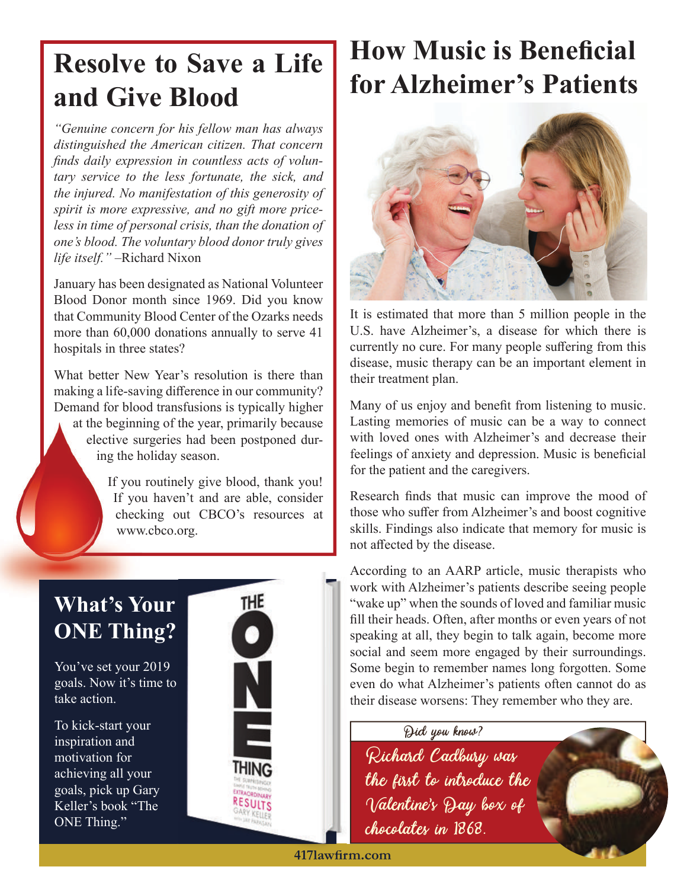# Resolve to Save a Life and Give Blood

*"Genuine concern for his fellow man has always distinguished the American citizen. That concern finds daily expression in countless acts of voluntary service to the less fortunate, the sick, and the injured. No manifestation of this generosity of spirit is more expressive, and no gift more priceless in time of personal crisis, than the donation of one's blood. The voluntary blood donor truly gives life itself."* –Richard Nixon

January has been designated as National Volunteer Blood Donor month since 1969. Did you know that Community Blood Center of the Ozarks needs more than 60,000 donations annually to serve 41 hospitals in three states?

What better New Year's resolution is there than making a life-saving difference in our community? Demand for blood transfusions is typically higher at the beginning of the year, primarily because elective surgeries had been postponed during the holiday season.

If you routinely give blood, thank you! If you haven't and are able, consider checking out CBCO's resources at www.cbco.org.

## What's Your ONE Thing?

You've set your 2019 goals. Now it's time to take action.

To kick-start your inspiration and motivation for achieving all your goals, pick up Gary Keller's book "The ONE Thing."

# How Music is Beneficial for Alzheimer's Patients

It is estimated that more than 5 million people in the U.S. have Alzheimer's, a disease for which there is currently no cure. For many people suffering from this disease, music therapy can be an important element in their treatment plan.

Many of us enjoy and benefit from listening to music. Lasting memories of music can be a way to connect with loved ones with Alzheimer's and decrease their feelings of anxiety and depression. Music is beneficial for the patient and the caregivers.

Research finds that music can improve the mood of those who suffer from Alzheimer's and boost cognitive skills. Findings also indicate that memory for music is not affected by the disease.

According to an AARP article, music therapists who work with Alzheimer's patients describe seeing people "wake up" when the sounds of loved and familiar music fill their heads. Often, after months or even years of not speaking at all, they begin to talk again, become more social and seem more engaged by their surroundings. Some begin to remember names long forgotten. Some even do what Alzheimer's patients often cannot do as their disease worsens: They remember who they are.

*Did you know?*

*Richard Cadbury was the first to introduce the Valentine's Day box of chocolates in 1868.*

417lawfirm.com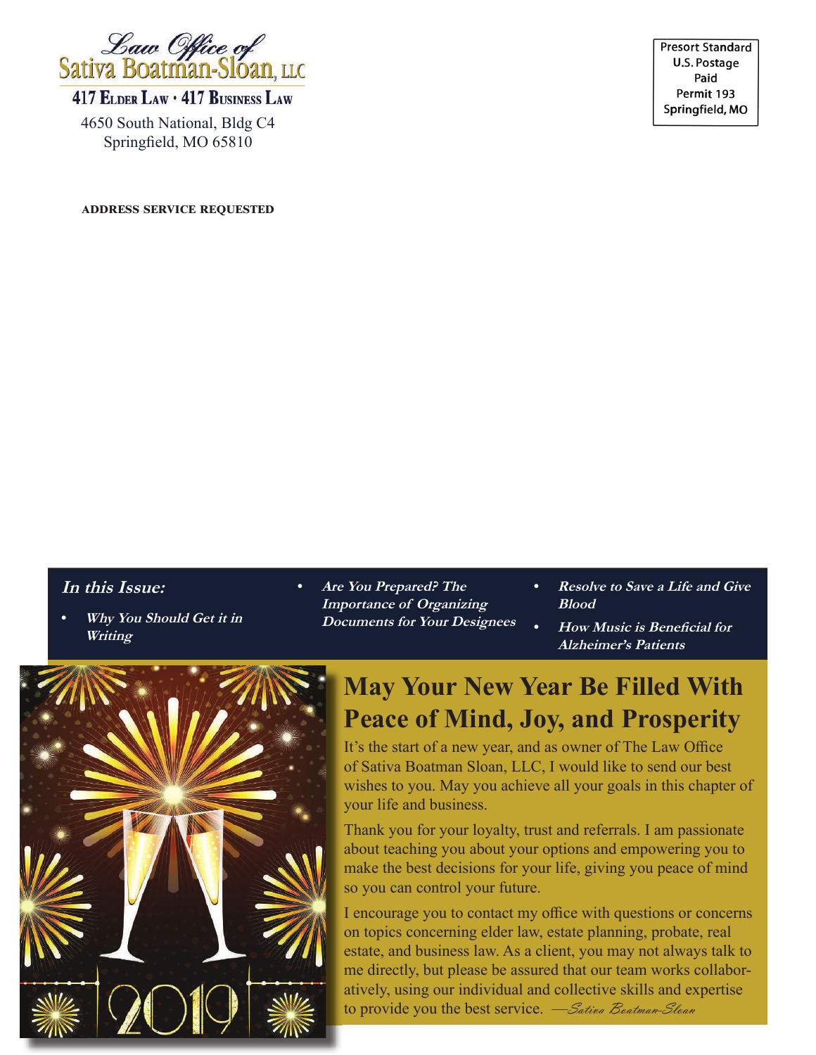Law Office of
Sativa Boatman-Sloan, LLC

417 Elder Law • 417 Business Law

4650 South National, Bldg C4
Springfield, MO 65810

Presort Standard
U.S. Postage
Paid
Permit 193
Springfield, MO

**ADDRESS SERVICE REQUESTED**

***In this Issue:***

- ***Why You Should Get it in Writing***
- ***Are You Prepared? The Importance of Organizing Documents for Your Designees***
- ***Resolve to Save a Life and Give Blood***
- ***How Music is Beneficial for Alzheimer's Patients***

# May Your New Year Be Filled With Peace of Mind, Joy, and Prosperity

It's the start of a new year, and as owner of The Law Office of Sativa Boatman Sloan, LLC, I would like to send our best wishes to you. May you achieve all your goals in this chapter of your life and business.

Thank you for your loyalty, trust and referrals. I am passionate about teaching you about your options and empowering you to make the best decisions for your life, giving you peace of mind so you can control your future.

I encourage you to contact my office with questions or concerns on topics concerning elder law, estate planning, probate, real estate, and business law. As a client, you may not always talk to me directly, but please be assured that our team works collaboratively, using our individual and collective skills and expertise to provide you the best service. —*Sativa Boatman-Sloan*